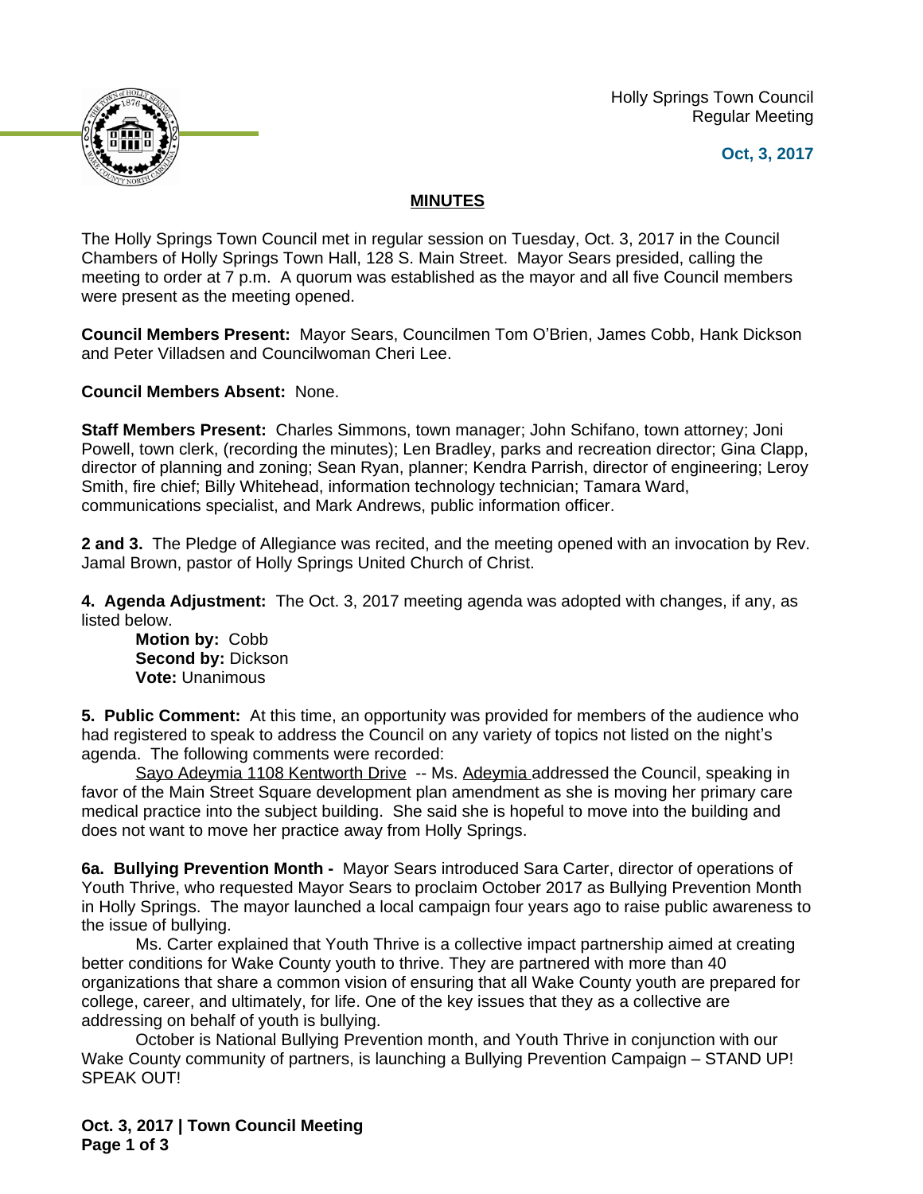Holly Springs Town Council
Regular Meeting

**Oct, 3, 2017**

## MINUTES

The Holly Springs Town Council met in regular session on Tuesday, Oct. 3, 2017 in the Council Chambers of Holly Springs Town Hall, 128 S. Main Street. Mayor Sears presided, calling the meeting to order at 7 p.m. A quorum was established as the mayor and all five Council members were present as the meeting opened.

**Council Members Present:** Mayor Sears, Councilmen Tom O'Brien, James Cobb, Hank Dickson and Peter Villadsen and Councilwoman Cheri Lee.

**Council Members Absent:** None.

**Staff Members Present:** Charles Simmons, town manager; John Schifano, town attorney; Joni Powell, town clerk, (recording the minutes); Len Bradley, parks and recreation director; Gina Clapp, director of planning and zoning; Sean Ryan, planner; Kendra Parrish, director of engineering; Leroy Smith, fire chief; Billy Whitehead, information technology technician; Tamara Ward, communications specialist, and Mark Andrews, public information officer.

**2 and 3.** The Pledge of Allegiance was recited, and the meeting opened with an invocation by Rev. Jamal Brown, pastor of Holly Springs United Church of Christ.

**4. Agenda Adjustment:** The Oct. 3, 2017 meeting agenda was adopted with changes, if any, as listed below.

> **Motion by:** Cobb
> **Second by:** Dickson
> **Vote:** Unanimous

**5. Public Comment:** At this time, an opportunity was provided for members of the audience who had registered to speak to address the Council on any variety of topics not listed on the night's agenda. The following comments were recorded:

Sayo Adeymia 1108 Kentworth Drive -- Ms. Adeymia addressed the Council, speaking in favor of the Main Street Square development plan amendment as she is moving her primary care medical practice into the subject building. She said she is hopeful to move into the building and does not want to move her practice away from Holly Springs.

**6a. Bullying Prevention Month -** Mayor Sears introduced Sara Carter, director of operations of Youth Thrive, who requested Mayor Sears to proclaim October 2017 as Bullying Prevention Month in Holly Springs. The mayor launched a local campaign four years ago to raise public awareness to the issue of bullying.

Ms. Carter explained that Youth Thrive is a collective impact partnership aimed at creating better conditions for Wake County youth to thrive. They are partnered with more than 40 organizations that share a common vision of ensuring that all Wake County youth are prepared for college, career, and ultimately, for life. One of the key issues that they as a collective are addressing on behalf of youth is bullying.

October is National Bullying Prevention month, and Youth Thrive in conjunction with our Wake County community of partners, is launching a Bullying Prevention Campaign – STAND UP! SPEAK OUT!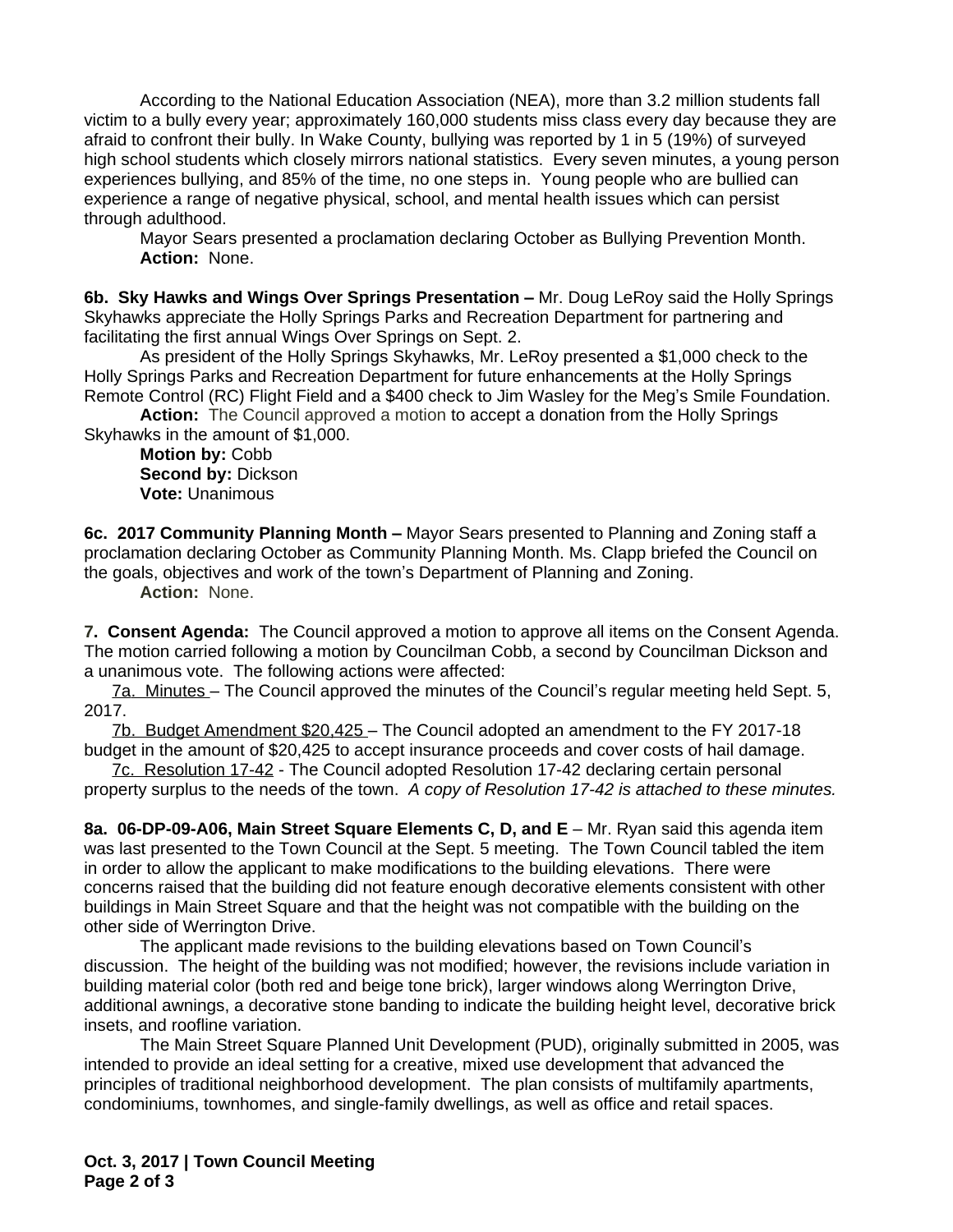According to the National Education Association (NEA), more than 3.2 million students fall victim to a bully every year; approximately 160,000 students miss class every day because they are afraid to confront their bully. In Wake County, bullying was reported by 1 in 5 (19%) of surveyed high school students which closely mirrors national statistics. Every seven minutes, a young person experiences bullying, and 85% of the time, no one steps in. Young people who are bullied can experience a range of negative physical, school, and mental health issues which can persist through adulthood.

Mayor Sears presented a proclamation declaring October as Bullying Prevention Month.

**Action:** None.

**6b. Sky Hawks and Wings Over Springs Presentation –** Mr. Doug LeRoy said the Holly Springs Skyhawks appreciate the Holly Springs Parks and Recreation Department for partnering and facilitating the first annual Wings Over Springs on Sept. 2.

As president of the Holly Springs Skyhawks, Mr. LeRoy presented a $1,000 check to the Holly Springs Parks and Recreation Department for future enhancements at the Holly Springs Remote Control (RC) Flight Field and a $400 check to Jim Wasley for the Meg's Smile Foundation.

**Action:** The Council approved a motion to accept a donation from the Holly Springs Skyhawks in the amount of $1,000.

**Motion by:** Cobb
**Second by:** Dickson
**Vote:** Unanimous

**6c. 2017 Community Planning Month –** Mayor Sears presented to Planning and Zoning staff a proclamation declaring October as Community Planning Month. Ms. Clapp briefed the Council on the goals, objectives and work of the town's Department of Planning and Zoning.

**Action:** None.

**7. Consent Agenda:** The Council approved a motion to approve all items on the Consent Agenda. The motion carried following a motion by Councilman Cobb, a second by Councilman Dickson and a unanimous vote. The following actions were affected:

7a. Minutes – The Council approved the minutes of the Council's regular meeting held Sept. 5, 2017.

7b. Budget Amendment $20,425 – The Council adopted an amendment to the FY 2017-18 budget in the amount of $20,425 to accept insurance proceeds and cover costs of hail damage.

7c. Resolution 17-42 - The Council adopted Resolution 17-42 declaring certain personal property surplus to the needs of the town. *A copy of Resolution 17-42 is attached to these minutes.*

**8a. 06-DP-09-A06, Main Street Square Elements C, D, and E** – Mr. Ryan said this agenda item was last presented to the Town Council at the Sept. 5 meeting. The Town Council tabled the item in order to allow the applicant to make modifications to the building elevations. There were concerns raised that the building did not feature enough decorative elements consistent with other buildings in Main Street Square and that the height was not compatible with the building on the other side of Werrington Drive.

The applicant made revisions to the building elevations based on Town Council's discussion. The height of the building was not modified; however, the revisions include variation in building material color (both red and beige tone brick), larger windows along Werrington Drive, additional awnings, a decorative stone banding to indicate the building height level, decorative brick insets, and roofline variation.

The Main Street Square Planned Unit Development (PUD), originally submitted in 2005, was intended to provide an ideal setting for a creative, mixed use development that advanced the principles of traditional neighborhood development. The plan consists of multifamily apartments, condominiums, townhomes, and single-family dwellings, as well as office and retail spaces.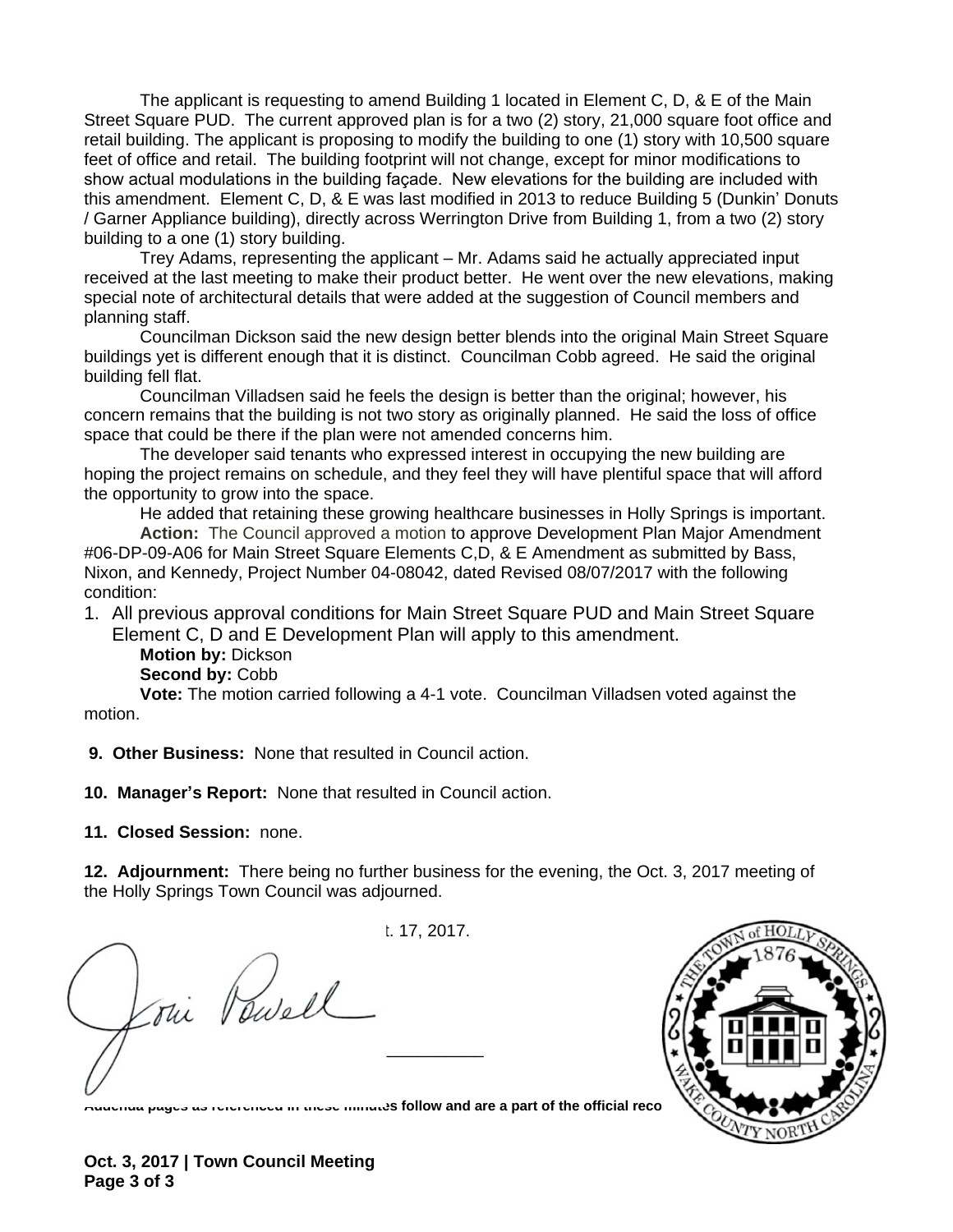The applicant is requesting to amend Building 1 located in Element C, D, & E of the Main Street Square PUD. The current approved plan is for a two (2) story, 21,000 square foot office and retail building. The applicant is proposing to modify the building to one (1) story with 10,500 square feet of office and retail. The building footprint will not change, except for minor modifications to show actual modulations in the building façade. New elevations for the building are included with this amendment. Element C, D, & E was last modified in 2013 to reduce Building 5 (Dunkin' Donuts / Garner Appliance building), directly across Werrington Drive from Building 1, from a two (2) story building to a one (1) story building.

Trey Adams, representing the applicant – Mr. Adams said he actually appreciated input received at the last meeting to make their product better. He went over the new elevations, making special note of architectural details that were added at the suggestion of Council members and planning staff.

Councilman Dickson said the new design better blends into the original Main Street Square buildings yet is different enough that it is distinct. Councilman Cobb agreed. He said the original building fell flat.

Councilman Villadsen said he feels the design is better than the original; however, his concern remains that the building is not two story as originally planned. He said the loss of office space that could be there if the plan were not amended concerns him.

The developer said tenants who expressed interest in occupying the new building are hoping the project remains on schedule, and they feel they will have plentiful space that will afford the opportunity to grow into the space.

He added that retaining these growing healthcare businesses in Holly Springs is important.

**Action:** The Council approved a motion to approve Development Plan Major Amendment #06-DP-09-A06 for Main Street Square Elements C,D, & E Amendment as submitted by Bass, Nixon, and Kennedy, Project Number 04-08042, dated Revised 08/07/2017 with the following condition:

1. All previous approval conditions for Main Street Square PUD and Main Street Square Element C, D and E Development Plan will apply to this amendment.

**Motion by:** Dickson
**Second by:** Cobb
**Vote:** The motion carried following a 4-1 vote. Councilman Villadsen voted against the motion.

**9. Other Business:** None that resulted in Council action.

**10. Manager's Report:** None that resulted in Council action.

**11. Closed Session:** none.

**12. Adjournment:** There being no further business for the evening, the Oct. 3, 2017 meeting of the Holly Springs Town Council was adjourned.

t. 17, 2017.

Joni Powell

_________

**Addenda pages as referenced in these minutes follow and are a part of the official reco**